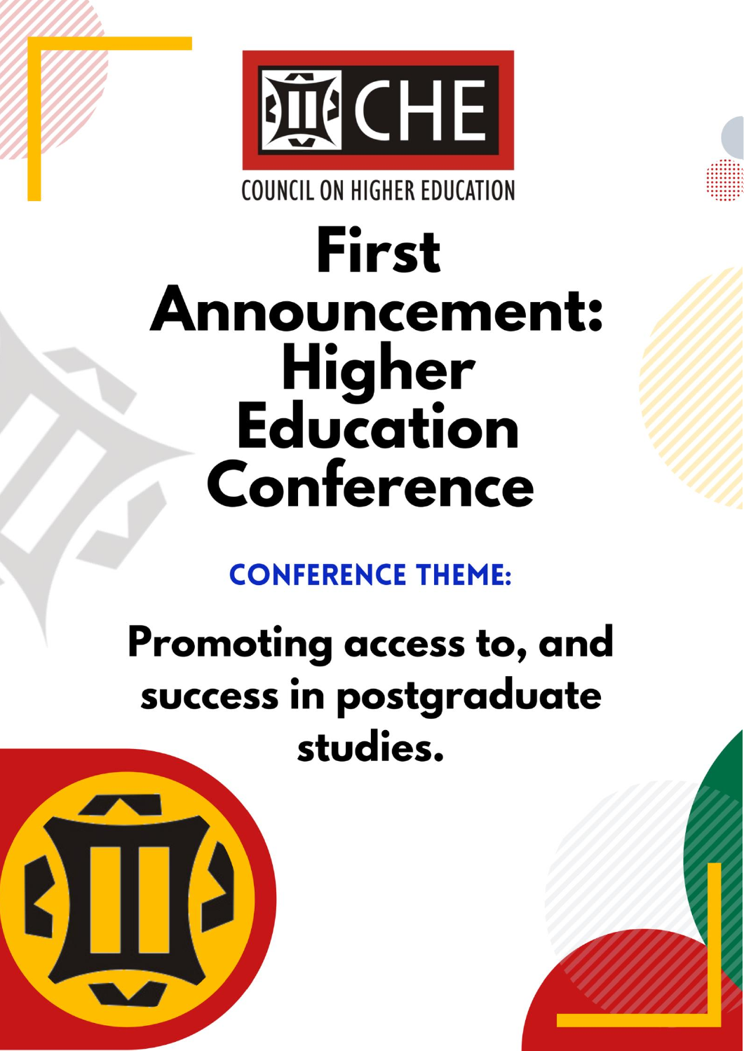CHE

COUNCIL ON HIGHER EDUCATION

# First Announcement: Higher Education Conference

**CONFERENCE THEME:**

## Promoting access to, and success in postgraduate studies.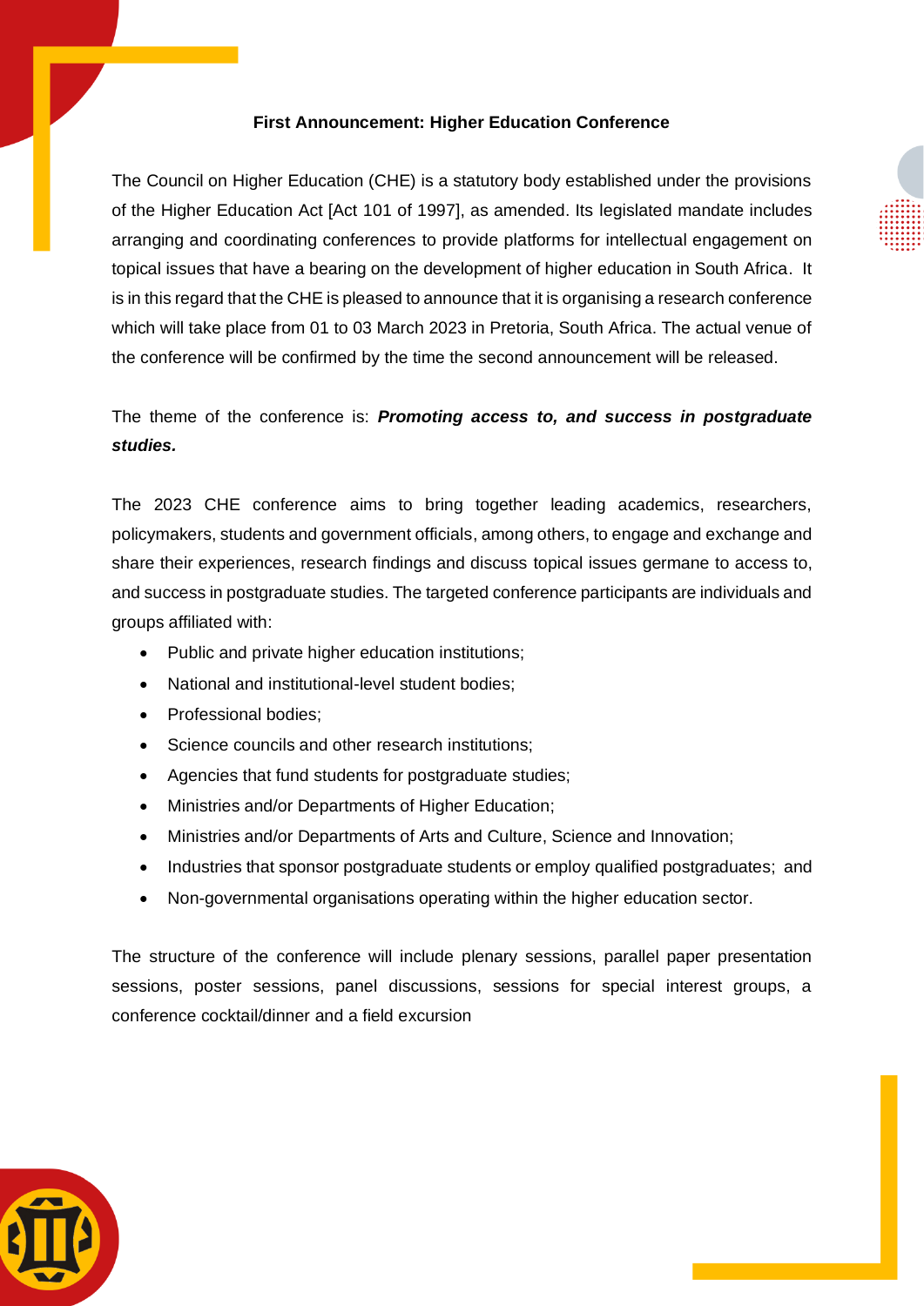## First Announcement: Higher Education Conference

The Council on Higher Education (CHE) is a statutory body established under the provisions of the Higher Education Act [Act 101 of 1997], as amended. Its legislated mandate includes arranging and coordinating conferences to provide platforms for intellectual engagement on topical issues that have a bearing on the development of higher education in South Africa. It is in this regard that the CHE is pleased to announce that it is organising a research conference which will take place from 01 to 03 March 2023 in Pretoria, South Africa. The actual venue of the conference will be confirmed by the time the second announcement will be released.

The theme of the conference is: ***Promoting access to, and success in postgraduate studies.***

The 2023 CHE conference aims to bring together leading academics, researchers, policymakers, students and government officials, among others, to engage and exchange and share their experiences, research findings and discuss topical issues germane to access to, and success in postgraduate studies. The targeted conference participants are individuals and groups affiliated with:

- Public and private higher education institutions;
- National and institutional-level student bodies;
- Professional bodies;
- Science councils and other research institutions;
- Agencies that fund students for postgraduate studies;
- Ministries and/or Departments of Higher Education;
- Ministries and/or Departments of Arts and Culture, Science and Innovation;
- Industries that sponsor postgraduate students or employ qualified postgraduates; and
- Non-governmental organisations operating within the higher education sector.

The structure of the conference will include plenary sessions, parallel paper presentation sessions, poster sessions, panel discussions, sessions for special interest groups, a conference cocktail/dinner and a field excursion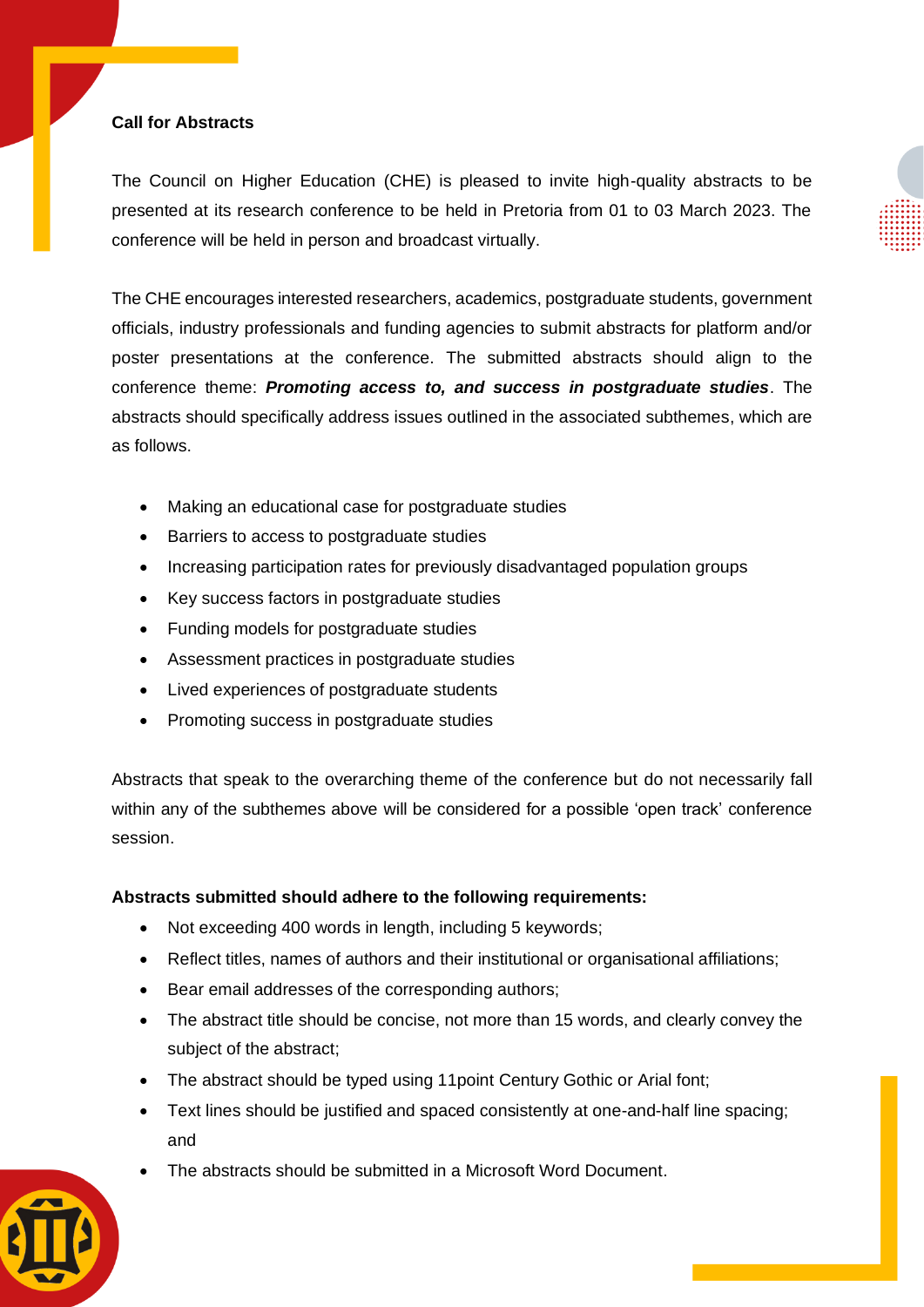**Call for Abstracts**

The Council on Higher Education (CHE) is pleased to invite high-quality abstracts to be presented at its research conference to be held in Pretoria from 01 to 03 March 2023. The conference will be held in person and broadcast virtually.

The CHE encourages interested researchers, academics, postgraduate students, government officials, industry professionals and funding agencies to submit abstracts for platform and/or poster presentations at the conference. The submitted abstracts should align to the conference theme: ***Promoting access to, and success in postgraduate studies***. The abstracts should specifically address issues outlined in the associated subthemes, which are as follows.

- Making an educational case for postgraduate studies
- Barriers to access to postgraduate studies
- Increasing participation rates for previously disadvantaged population groups
- Key success factors in postgraduate studies
- Funding models for postgraduate studies
- Assessment practices in postgraduate studies
- Lived experiences of postgraduate students
- Promoting success in postgraduate studies

Abstracts that speak to the overarching theme of the conference but do not necessarily fall within any of the subthemes above will be considered for a possible 'open track' conference session.

**Abstracts submitted should adhere to the following requirements:**

- Not exceeding 400 words in length, including 5 keywords;
- Reflect titles, names of authors and their institutional or organisational affiliations;
- Bear email addresses of the corresponding authors;
- The abstract title should be concise, not more than 15 words, and clearly convey the subject of the abstract;
- The abstract should be typed using 11point Century Gothic or Arial font;
- Text lines should be justified and spaced consistently at one-and-half line spacing; and
- The abstracts should be submitted in a Microsoft Word Document.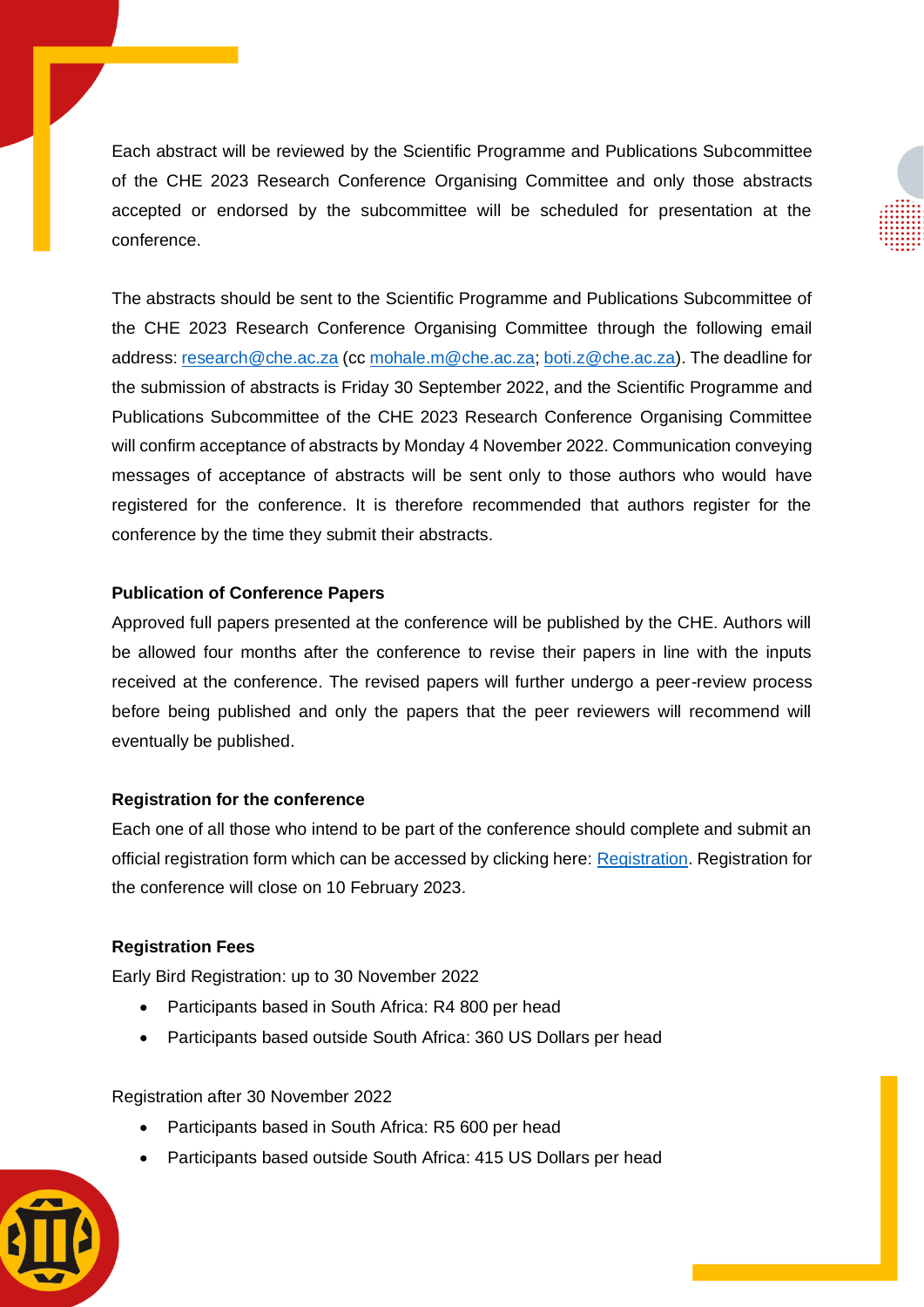Each abstract will be reviewed by the Scientific Programme and Publications Subcommittee of the CHE 2023 Research Conference Organising Committee and only those abstracts accepted or endorsed by the subcommittee will be scheduled for presentation at the conference.

The abstracts should be sent to the Scientific Programme and Publications Subcommittee of the CHE 2023 Research Conference Organising Committee through the following email address: research@che.ac.za (cc mohale.m@che.ac.za; boti.z@che.ac.za). The deadline for the submission of abstracts is Friday 30 September 2022, and the Scientific Programme and Publications Subcommittee of the CHE 2023 Research Conference Organising Committee will confirm acceptance of abstracts by Monday 4 November 2022. Communication conveying messages of acceptance of abstracts will be sent only to those authors who would have registered for the conference. It is therefore recommended that authors register for the conference by the time they submit their abstracts.

**Publication of Conference Papers**

Approved full papers presented at the conference will be published by the CHE. Authors will be allowed four months after the conference to revise their papers in line with the inputs received at the conference. The revised papers will further undergo a peer-review process before being published and only the papers that the peer reviewers will recommend will eventually be published.

**Registration for the conference**

Each one of all those who intend to be part of the conference should complete and submit an official registration form which can be accessed by clicking here: Registration. Registration for the conference will close on 10 February 2023.

**Registration Fees**

Early Bird Registration: up to 30 November 2022

- Participants based in South Africa: R4 800 per head
- Participants based outside South Africa: 360 US Dollars per head

Registration after 30 November 2022

- Participants based in South Africa: R5 600 per head
- Participants based outside South Africa: 415 US Dollars per head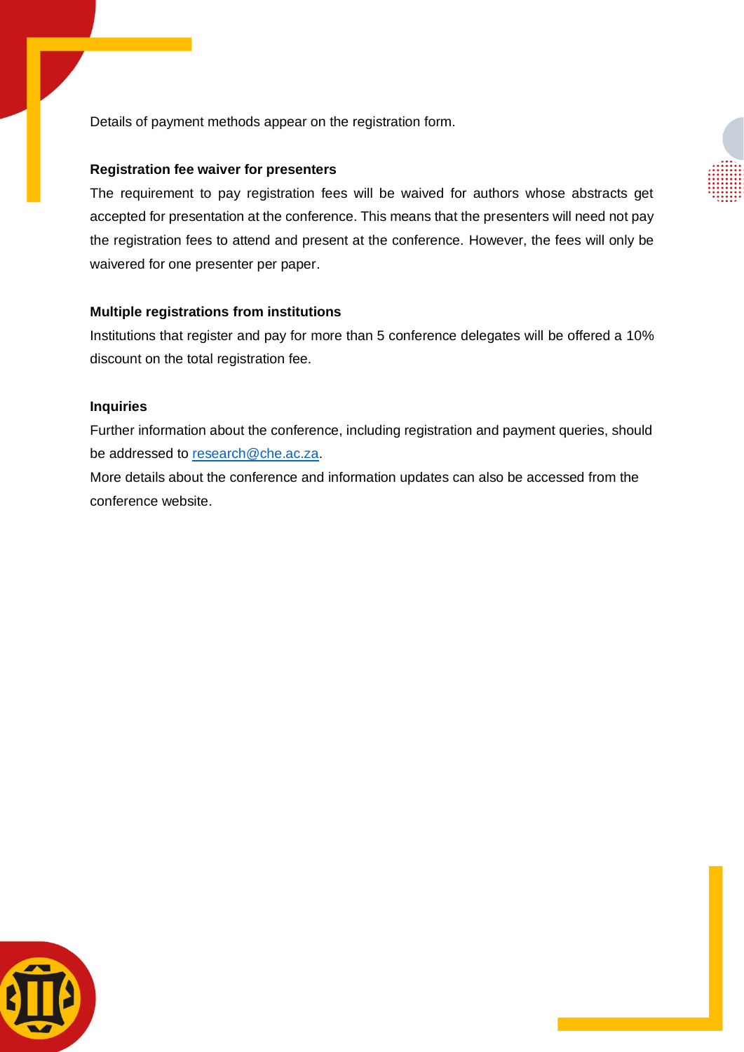Details of payment methods appear on the registration form.

**Registration fee waiver for presenters**

The requirement to pay registration fees will be waived for authors whose abstracts get accepted for presentation at the conference. This means that the presenters will need not pay the registration fees to attend and present at the conference. However, the fees will only be waivered for one presenter per paper.

**Multiple registrations from institutions**

Institutions that register and pay for more than 5 conference delegates will be offered a 10% discount on the total registration fee.

**Inquiries**

Further information about the conference, including registration and payment queries, should be addressed to research@che.ac.za.

More details about the conference and information updates can also be accessed from the conference website.